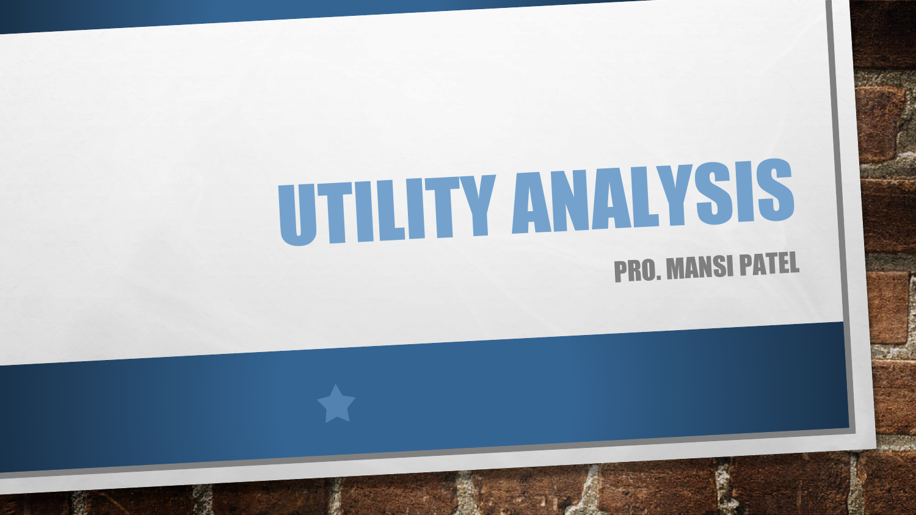# UTILITY ANALYSIS

PRO. MANSI PATEL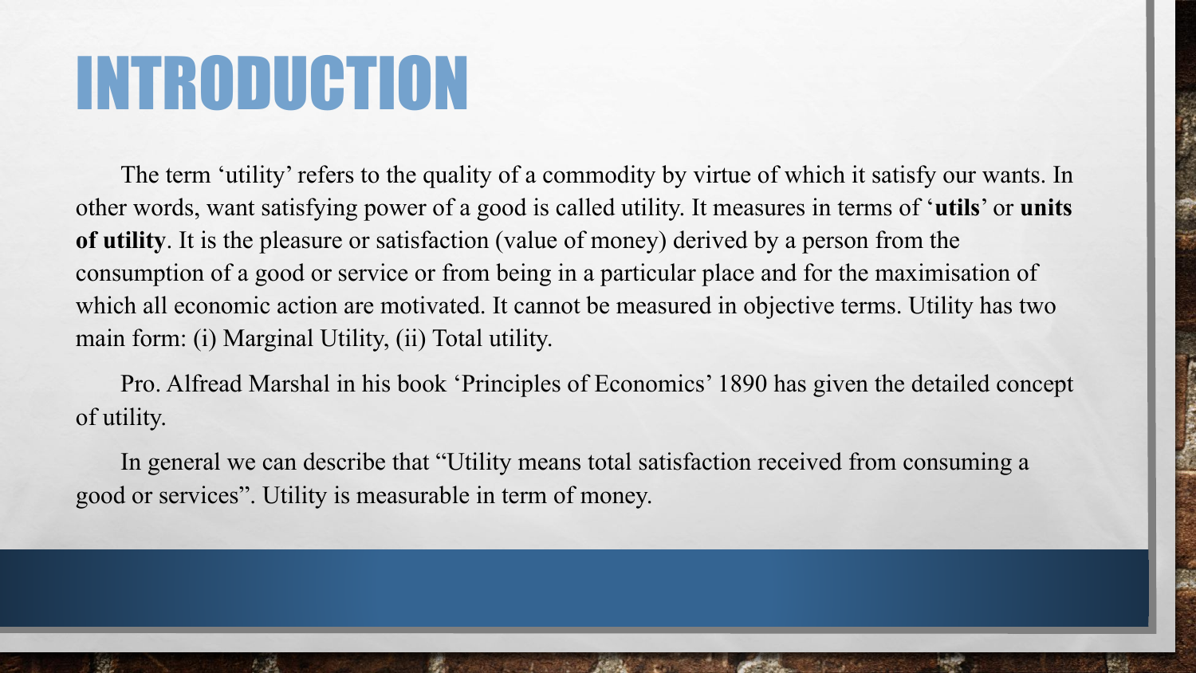# INTRODUCTION

The term 'utility' refers to the quality of a commodity by virtue of which it satisfy our wants. In other words, want satisfying power of a good is called utility. It measures in terms of '**utils**' or **units of utility**. It is the pleasure or satisfaction (value of money) derived by a person from the consumption of a good or service or from being in a particular place and for the maximisation of which all economic action are motivated. It cannot be measured in objective terms. Utility has two main form: (i) Marginal Utility, (ii) Total utility.

Pro. Alfread Marshal in his book 'Principles of Economics' 1890 has given the detailed concept of utility.

In general we can describe that "Utility means total satisfaction received from consuming a good or services". Utility is measurable in term of money.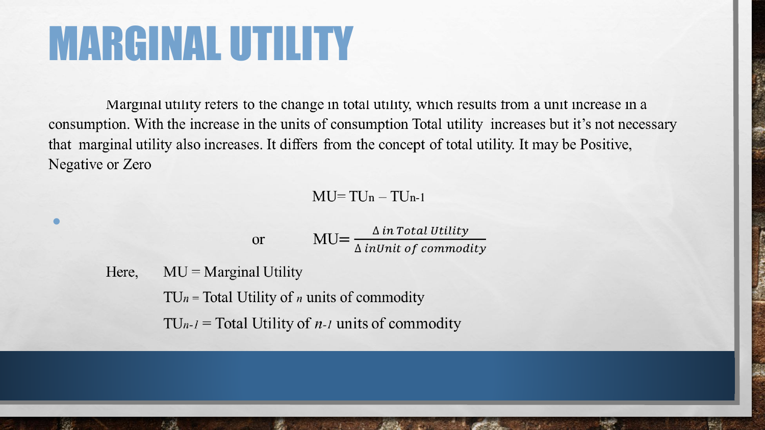# MARGINAL UTILITY

Marginal utility refers to the change in total utility, which results from a unit increase in a consumption. With the increase in the units of consumption Total utility increases but it's not necessary that marginal utility also increases. It differs from the concept of total utility. It may be Positive, Negative or Zero

$$MU = TU_n - TU_{n-1}$$

or

$$MU = \frac{\Delta \text{ in Total Utility}}{\Delta \text{ inUnit of commodity}}$$

Here, $MU$ = Marginal Utility

$TU_n$ = Total Utility of $n$ units of commodity

$TU_{n-1}$ = Total Utility of $n-1$ units of commodity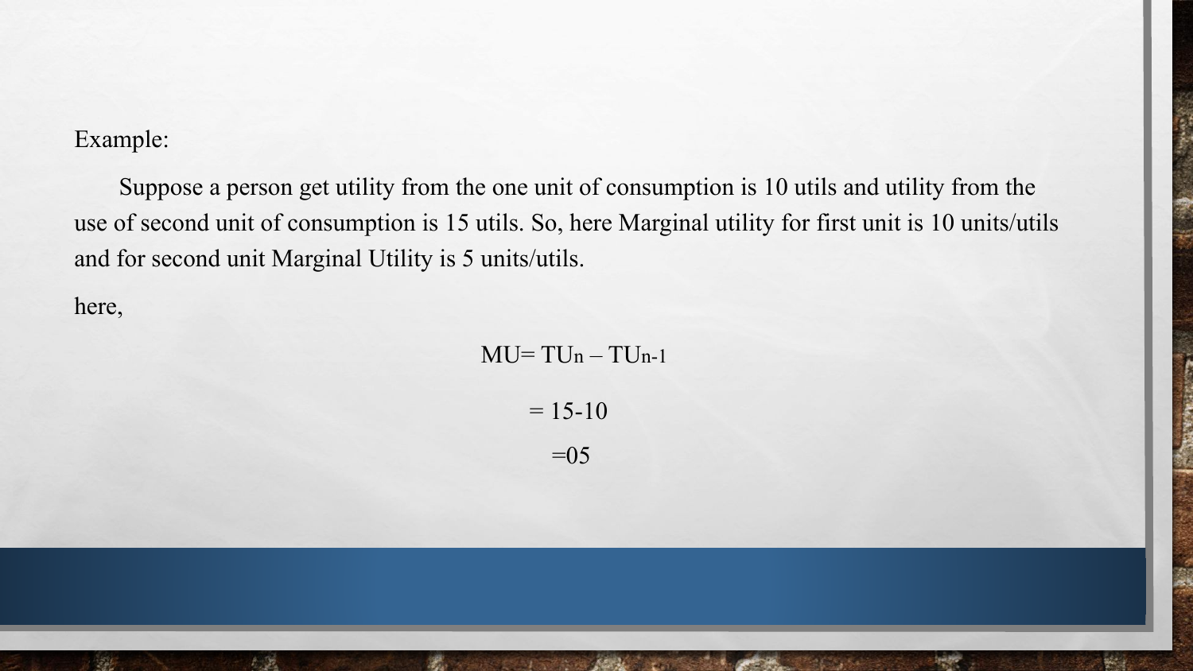Example:

Suppose a person get utility from the one unit of consumption is 10 utils and utility from the use of second unit of consumption is 15 utils. So, here Marginal utility for first unit is 10 units/utils and for second unit Marginal Utility is 5 units/utils.

here,

$$MU = TU_n - TU_{n-1}$$

$$= 15 - 10$$

$$= 05$$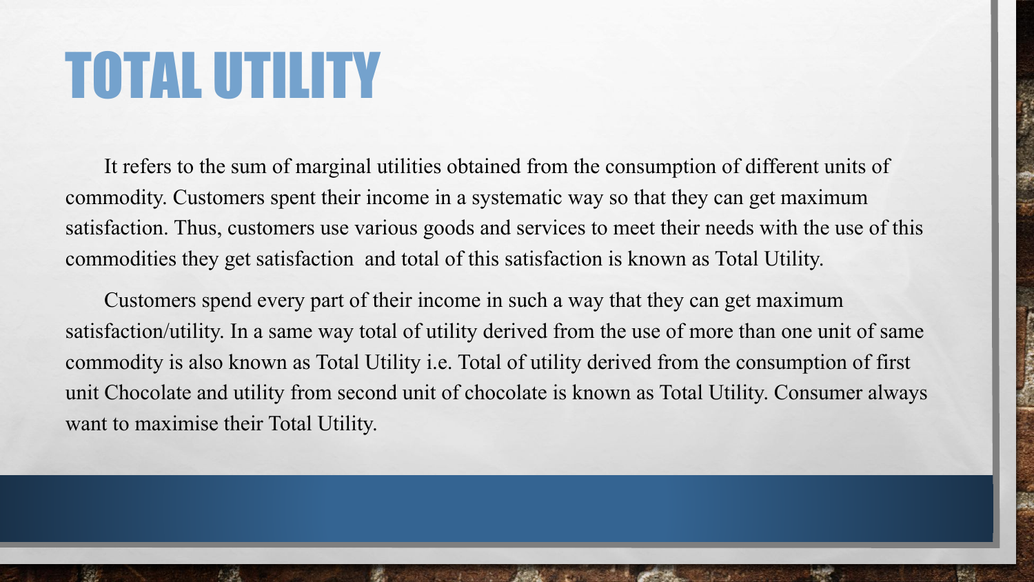# TOTAL UTILITY

It refers to the sum of marginal utilities obtained from the consumption of different units of commodity. Customers spent their income in a systematic way so that they can get maximum satisfaction. Thus, customers use various goods and services to meet their needs with the use of this commodities they get satisfaction  and total of this satisfaction is known as Total Utility.

Customers spend every part of their income in such a way that they can get maximum satisfaction/utility. In a same way total of utility derived from the use of more than one unit of same commodity is also known as Total Utility i.e. Total of utility derived from the consumption of first unit Chocolate and utility from second unit of chocolate is known as Total Utility. Consumer always want to maximise their Total Utility.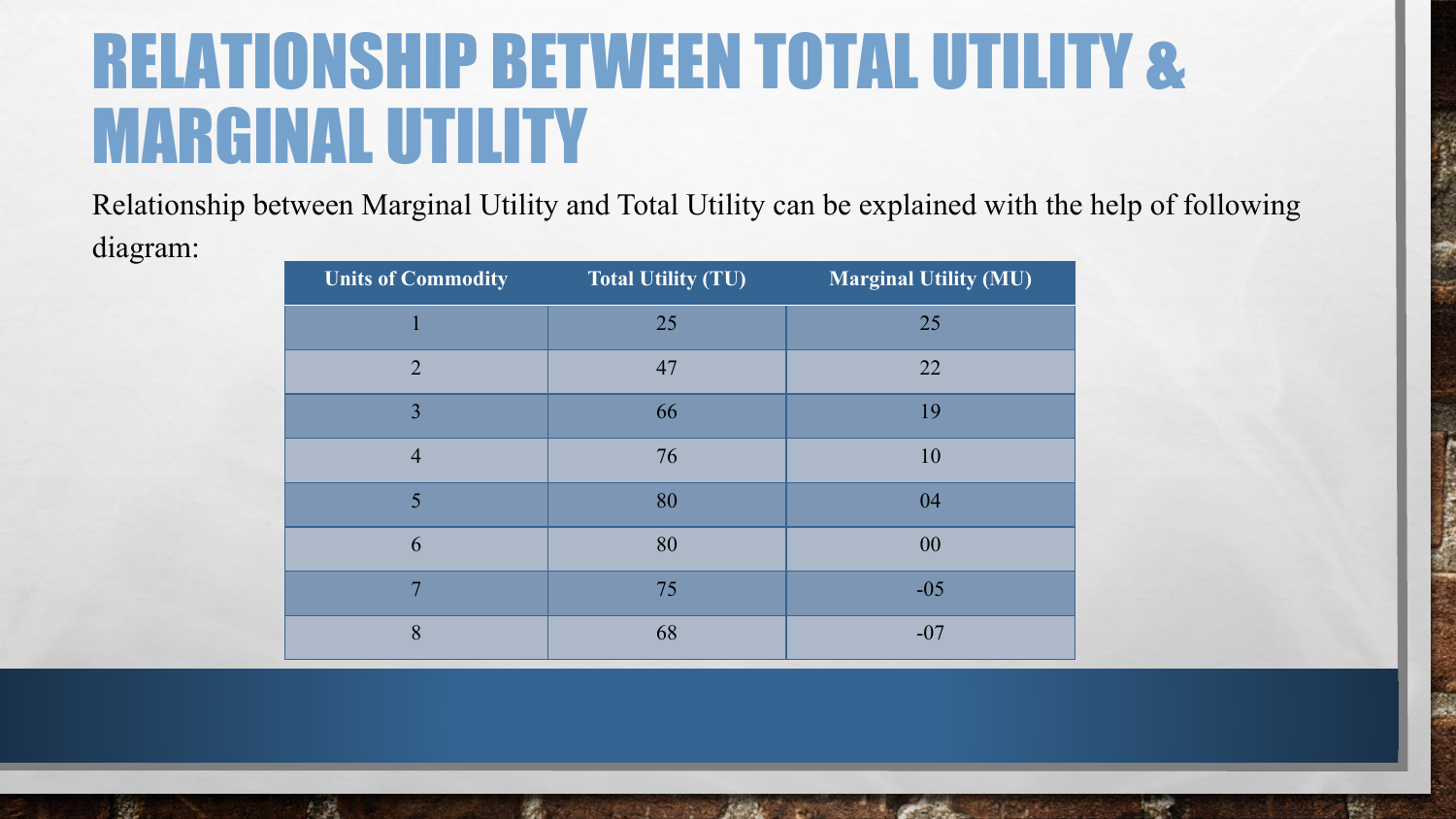# RELATIONSHIP BETWEEN TOTAL UTILITY & MARGINAL UTILITY

Relationship between Marginal Utility and Total Utility can be explained with the help of following diagram:

| Units of Commodity | Total Utility (TU) | Marginal Utility (MU) |
|---|---|---|
| 1 | 25 | 25 |
| 2 | 47 | 22 |
| 3 | 66 | 19 |
| 4 | 76 | 10 |
| 5 | 80 | 04 |
| 6 | 80 | 00 |
| 7 | 75 | -05 |
| 8 | 68 | -07 |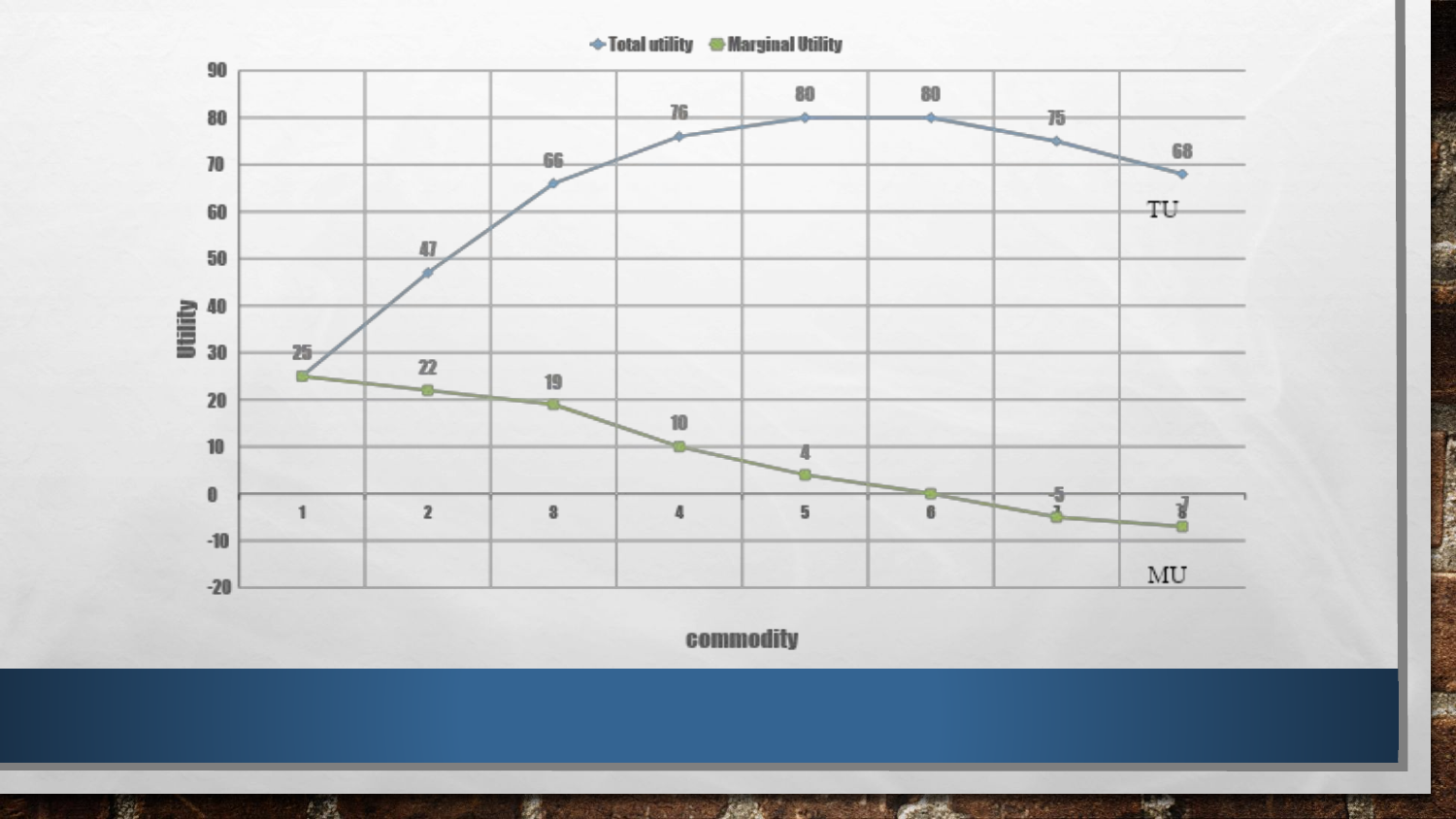| commodity | Total utility | Marginal Utility |
| --- | --- | --- |
| 1 | 25 | 25 |
| 2 | 47 | 22 |
| 3 | 66 | 19 |
| 4 | 76 | 10 |
| 5 | 80 | 4 |
| 6 | 80 | 0 |
| 7 | 75 | -5 |
| 8 | 68 | -7 |

Utility

TU

MU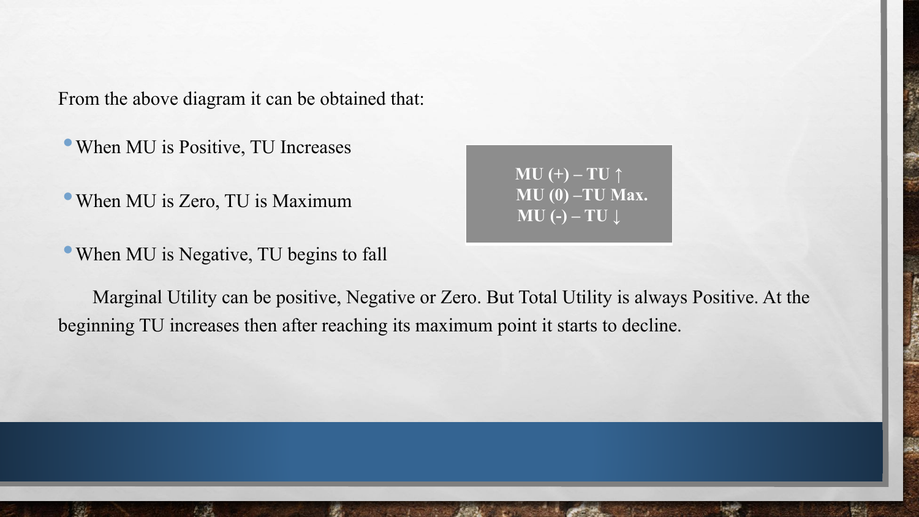From the above diagram it can be obtained that:

- When MU is Positive, TU Increases
- When MU is Zero, TU is Maximum
- When MU is Negative, TU begins to fall

**MU (+) – TU ↑**
**MU (0) –TU Max.**
**MU (-) – TU ↓**

Marginal Utility can be positive, Negative or Zero. But Total Utility is always Positive. At the beginning TU increases then after reaching its maximum point it starts to decline.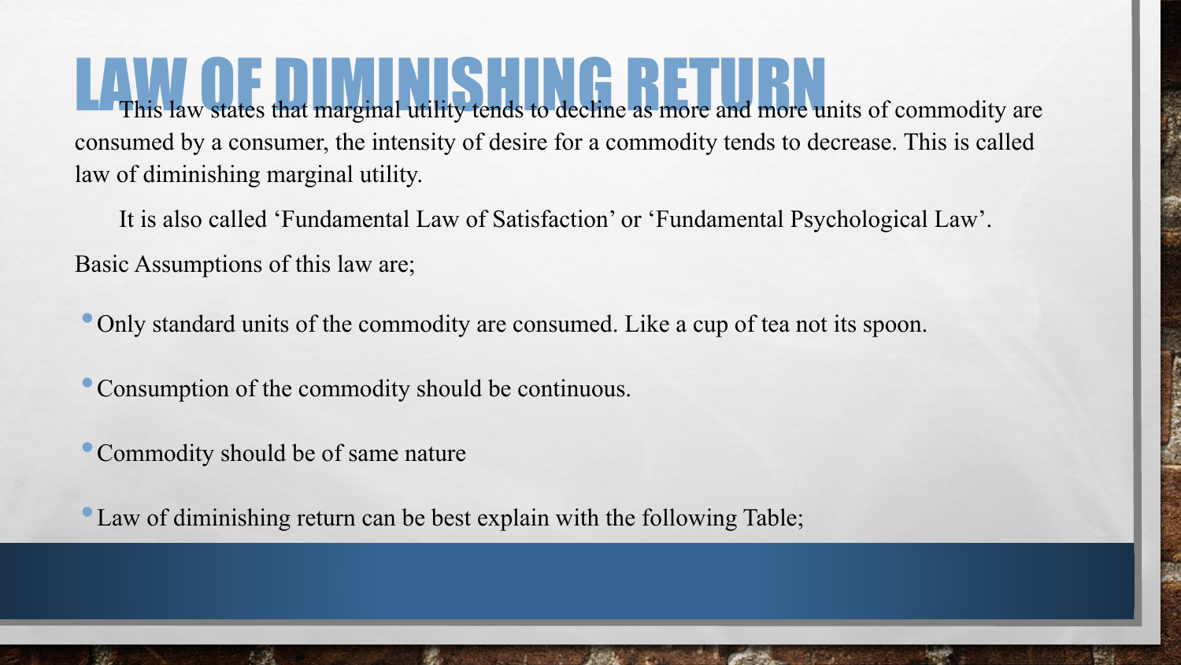# LAW OF DIMINISHING RETURN

This law states that marginal utility tends to decline as more and more units of commodity are consumed by a consumer, the intensity of desire for a commodity tends to decrease. This is called law of diminishing marginal utility.

It is also called 'Fundamental Law of Satisfaction' or 'Fundamental Psychological Law'.

Basic Assumptions of this law are;

- Only standard units of the commodity are consumed. Like a cup of tea not its spoon.
- Consumption of the commodity should be continuous.
- Commodity should be of same nature
- Law of diminishing return can be best explain with the following Table;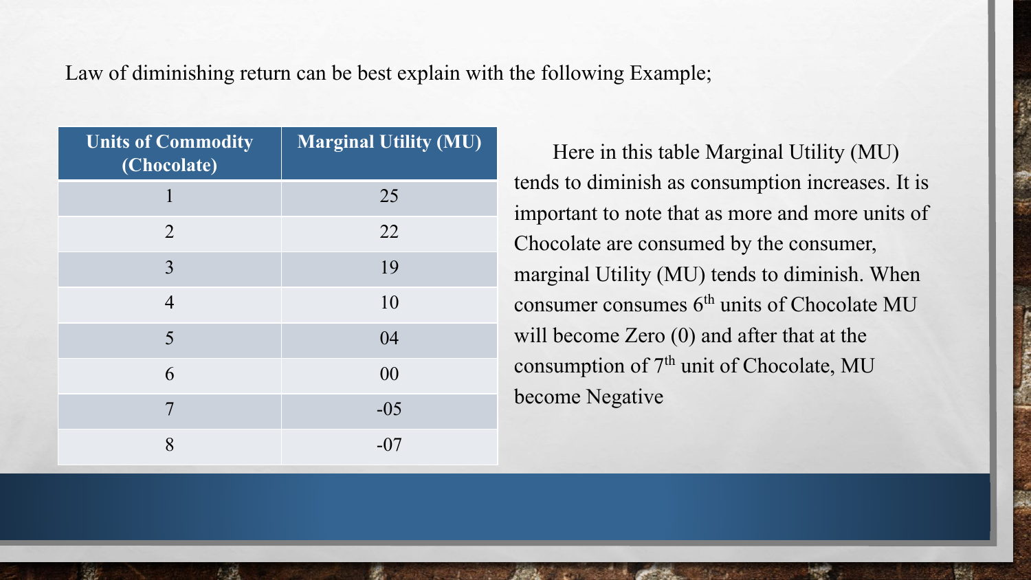Law of diminishing return can be best explain with the following Example;

| Units of Commodity (Chocolate) | Marginal Utility (MU) |
|---|---|
| 1 | 25 |
| 2 | 22 |
| 3 | 19 |
| 4 | 10 |
| 5 | 04 |
| 6 | 00 |
| 7 | -05 |
| 8 | -07 |

Here in this table Marginal Utility (MU) tends to diminish as consumption increases. It is important to note that as more and more units of Chocolate are consumed by the consumer, marginal Utility (MU) tends to diminish. When consumer consumes $6^{th}$ units of Chocolate MU will become Zero (0) and after that at the consumption of $7^{th}$ unit of Chocolate, MU become Negative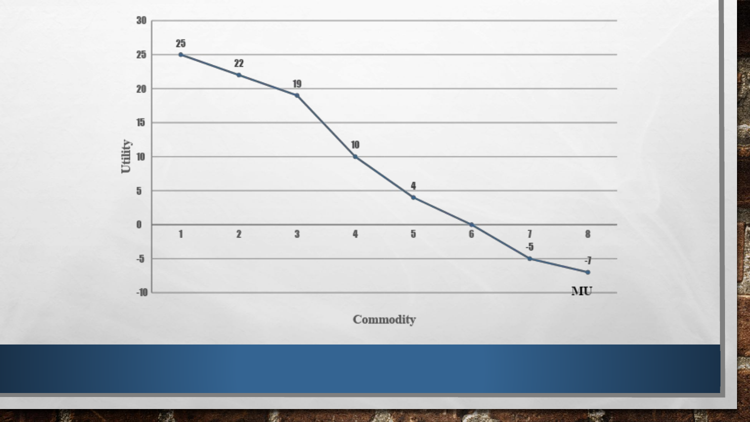30
25
20
15
10
5
0
-5
-10

Utility

25
22
19
10
4
-5
-7

1
2
3
4
5
6
7
8

MU

Commodity